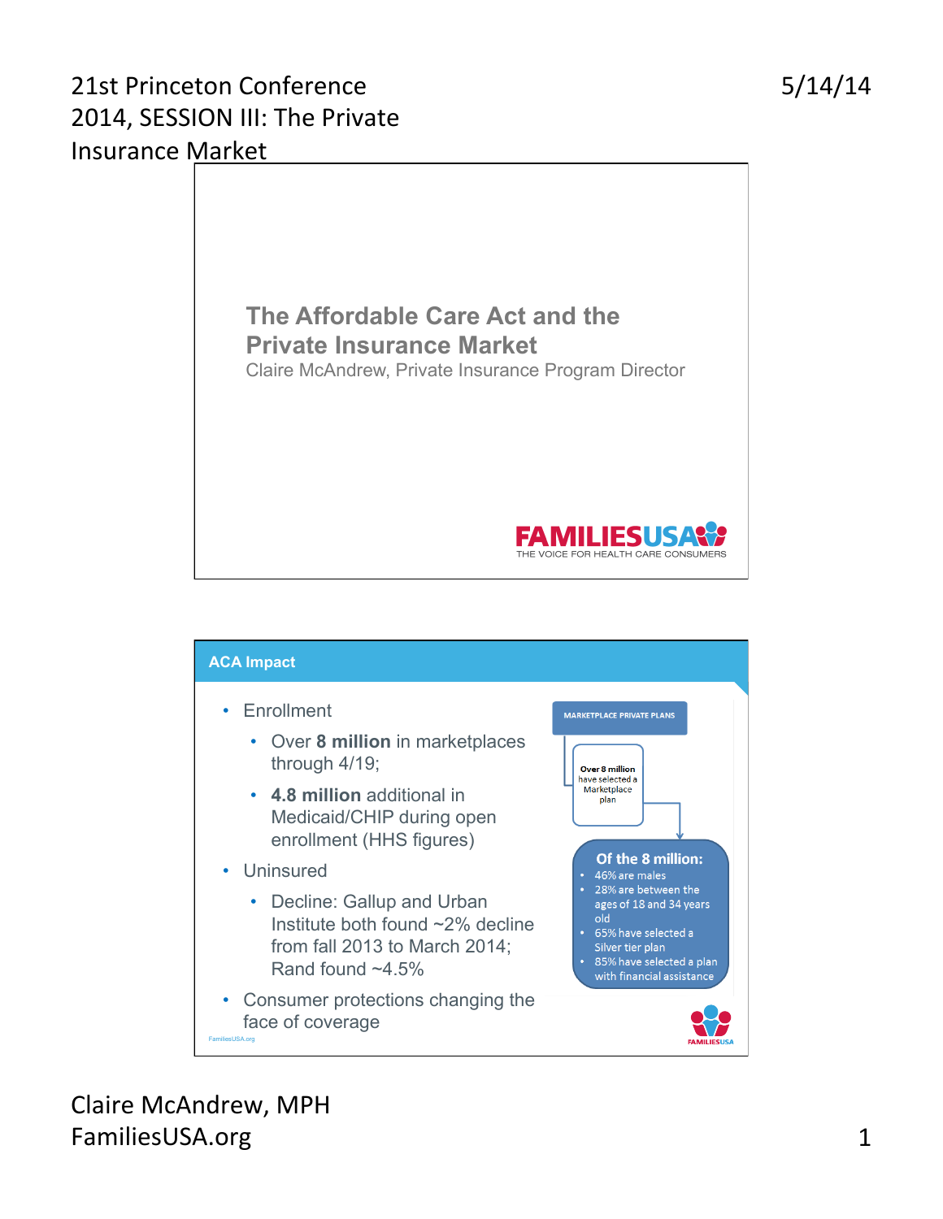# The Affordable Care Act and the Private Insurance Market

Claire McAndrew, Private Insurance Program Director

FAMILIESUSA
THE VOICE FOR HEALTH CARE CONSUMERS

## ACA Impact

- Enrollment
  - Over **8 million** in marketplaces through 4/19;
  - **4.8 million** additional in Medicaid/CHIP during open enrollment (HHS figures)
- Uninsured
  - Decline: Gallup and Urban Institute both found ~2% decline from fall 2013 to March 2014; Rand found ~4.5%
- Consumer protections changing the face of coverage

**MARKETPLACE PRIVATE PLANS**

**Over 8 million** have selected a Marketplace plan

**Of the 8 million:**

- 46% are males
- 28% are between the ages of 18 and 34 years old
- 65% have selected a Silver tier plan
- 85% have selected a plan with financial assistance

FamiliesUSA.org

Claire McAndrew, MPH
FamiliesUSA.org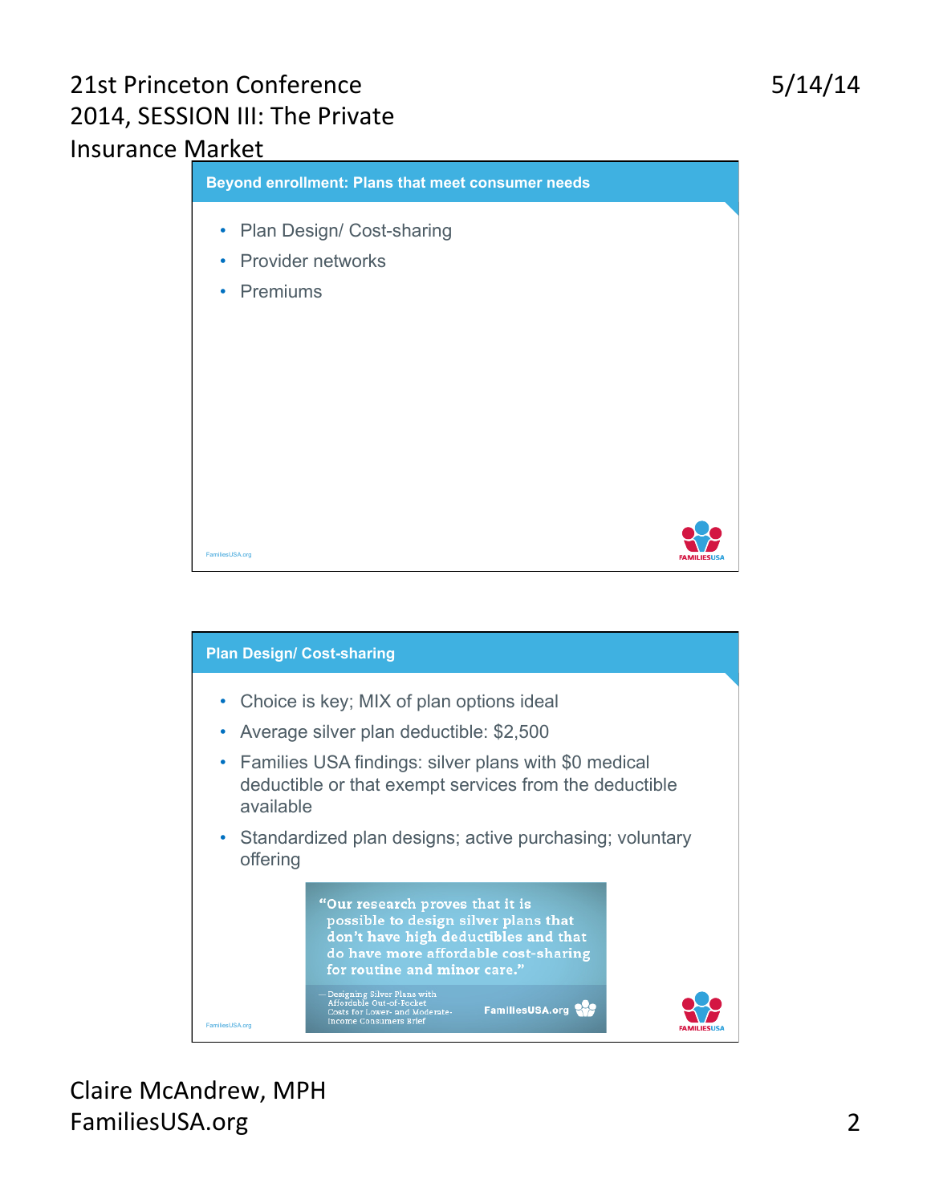## Beyond enrollment: Plans that meet consumer needs

- Plan Design/ Cost-sharing
- Provider networks
- Premiums

## Plan Design/ Cost-sharing

- Choice is key; MIX of plan options ideal
- Average silver plan deductible: $2,500
- Families USA findings: silver plans with $0 medical deductible or that exempt services from the deductible available
- Standardized plan designs; active purchasing; voluntary offering

> "Our research proves that it is possible to design silver plans that don't have high deductibles and that do have more affordable cost-sharing for routine and minor care."
>
> — Designing Silver Plans with Affordable Out-of-Pocket Costs for Lower- and Moderate-Income Consumers Brief
>
> FamiliesUSA.org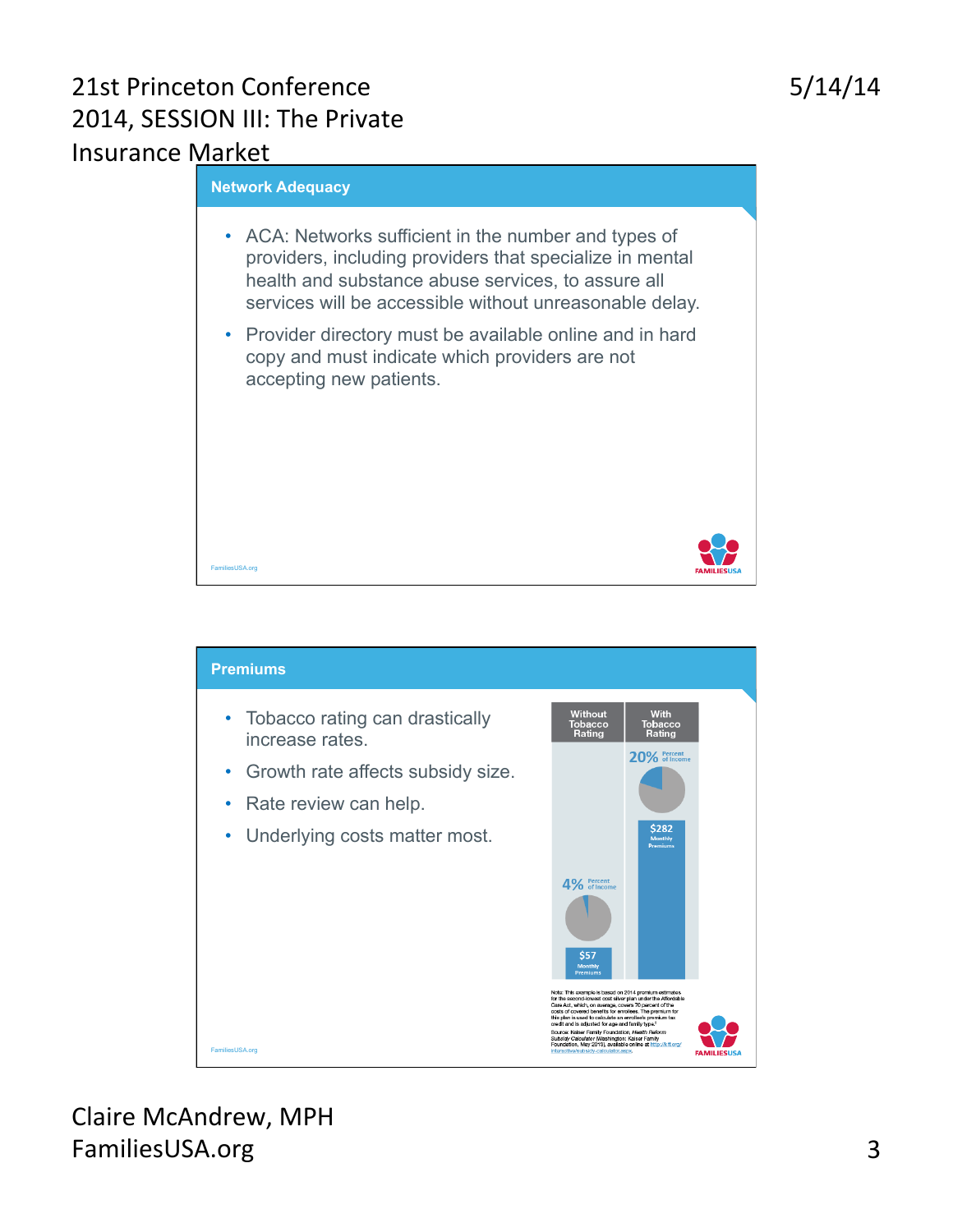## Network Adequacy

- ACA: Networks sufficient in the number and types of providers, including providers that specialize in mental health and substance abuse services, to assure all services will be accessible without unreasonable delay.
- Provider directory must be available online and in hard copy and must indicate which providers are not accepting new patients.

FamiliesUSA.org

## Premiums

- Tobacco rating can drastically increase rates.
- Growth rate affects subsidy size.
- Rate review can help.
- Underlying costs matter most.

| Without Tobacco Rating | With Tobacco Rating |
|---|---|
| 4% Percent of Income | 20% Percent of Income |
| $57 Monthly Premiums | $282 Monthly Premiums |

Note: This example is based on 2014 premium estimates for the second-lowest cost silver plan under the Affordable Care Act, which, on average, covers 70 percent of the costs of covered benefits for enrollees. The premium for this plan is used to calculate an enrollee's premium tax credit and is adjusted for age and family type.

Source: Kaiser Family Foundation, *Health Reform Subsidy Calculator* (Washington: Kaiser Family Foundation, May 2013), available online at http://kff.org/interactive/subsidy-calculator.aspx.

FamiliesUSA.org

Claire McAndrew, MPH
FamiliesUSA.org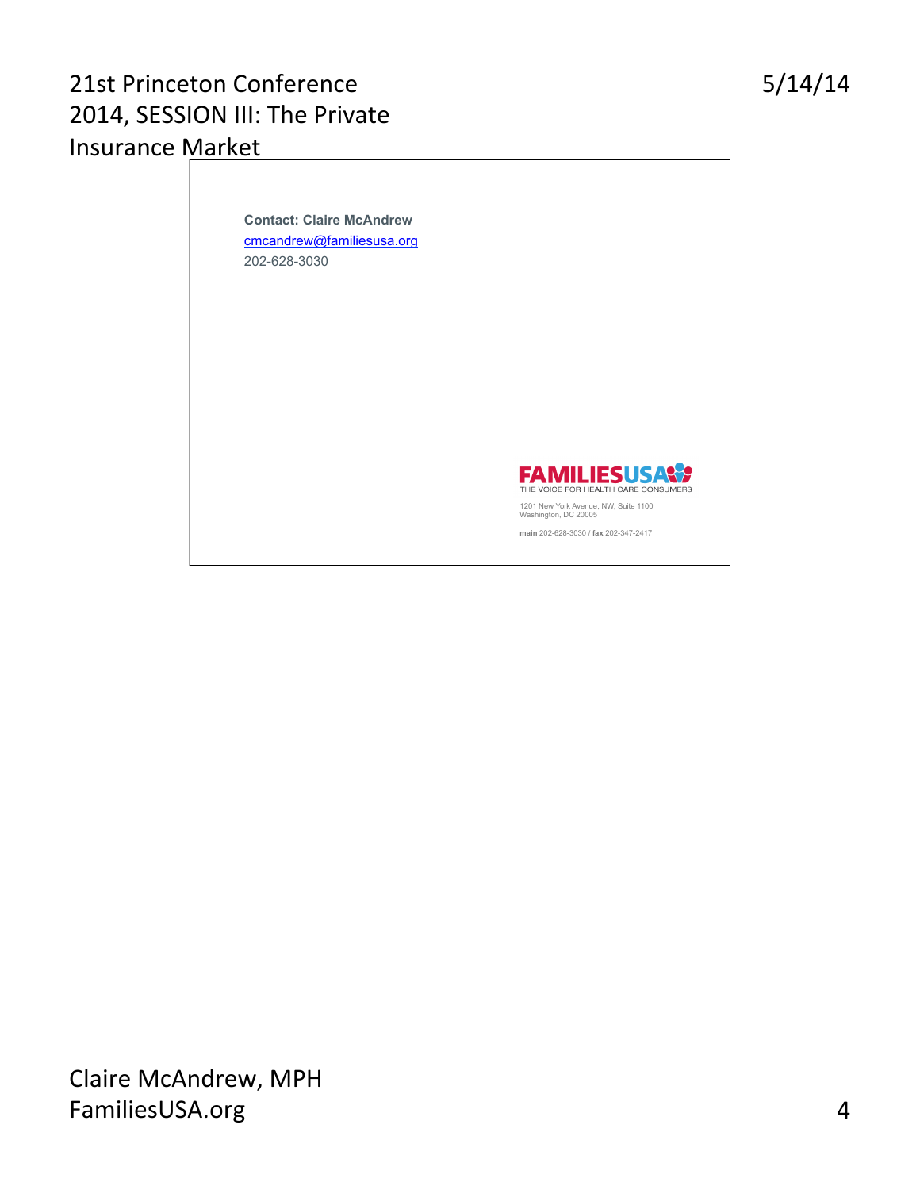**Contact: Claire McAndrew**

cmcandrew@familiesusa.org

202-628-3030

FAMILIESUSA

THE VOICE FOR HEALTH CARE CONSUMERS

1201 New York Avenue, NW, Suite 1100
Washington, DC 20005

**main** 202-628-3030 / **fax** 202-347-2417